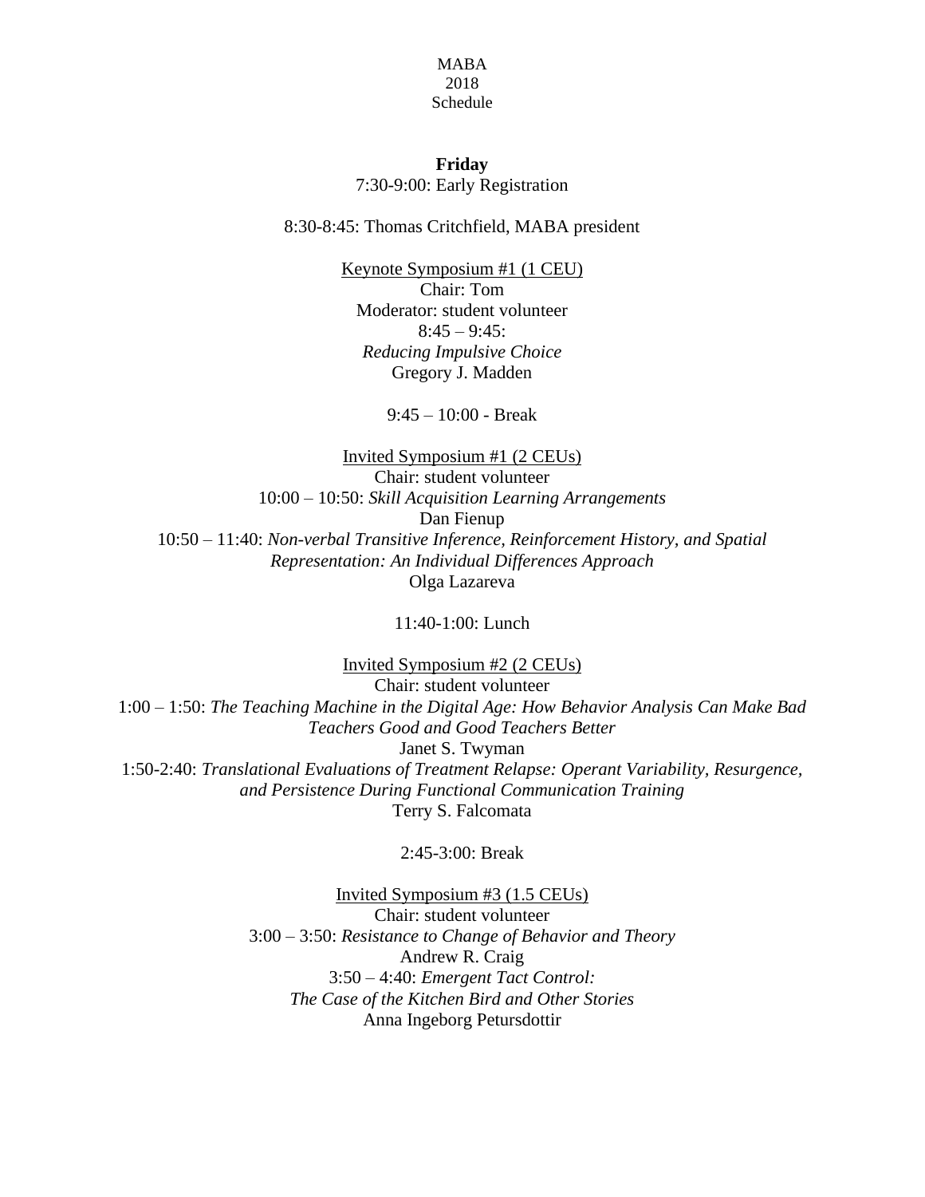MABA
2018
Schedule

**Friday**

7:30-9:00: Early Registration

8:30-8:45: Thomas Critchfield, MABA president

<u>Keynote Symposium #1 (1 CEU)</u>
Chair: Tom
Moderator: student volunteer
8:45 – 9:45:
*Reducing Impulsive Choice*
Gregory J. Madden

9:45 – 10:00 - Break

<u>Invited Symposium #1 (2 CEUs)</u>
Chair: student volunteer
10:00 – 10:50: *Skill Acquisition Learning Arrangements*
Dan Fienup
10:50 – 11:40: *Non-verbal Transitive Inference, Reinforcement History, and Spatial Representation: An Individual Differences Approach*
Olga Lazareva

11:40-1:00: Lunch

<u>Invited Symposium #2 (2 CEUs)</u>
Chair: student volunteer
1:00 – 1:50: *The Teaching Machine in the Digital Age: How Behavior Analysis Can Make Bad Teachers Good and Good Teachers Better*
Janet S. Twyman
1:50-2:40: *Translational Evaluations of Treatment Relapse: Operant Variability, Resurgence, and Persistence During Functional Communication Training*
Terry S. Falcomata

2:45-3:00: Break

<u>Invited Symposium #3 (1.5 CEUs)</u>
Chair: student volunteer
3:00 – 3:50: *Resistance to Change of Behavior and Theory*
Andrew R. Craig
3:50 – 4:40: *Emergent Tact Control: The Case of the Kitchen Bird and Other Stories*
Anna Ingeborg Petursdottir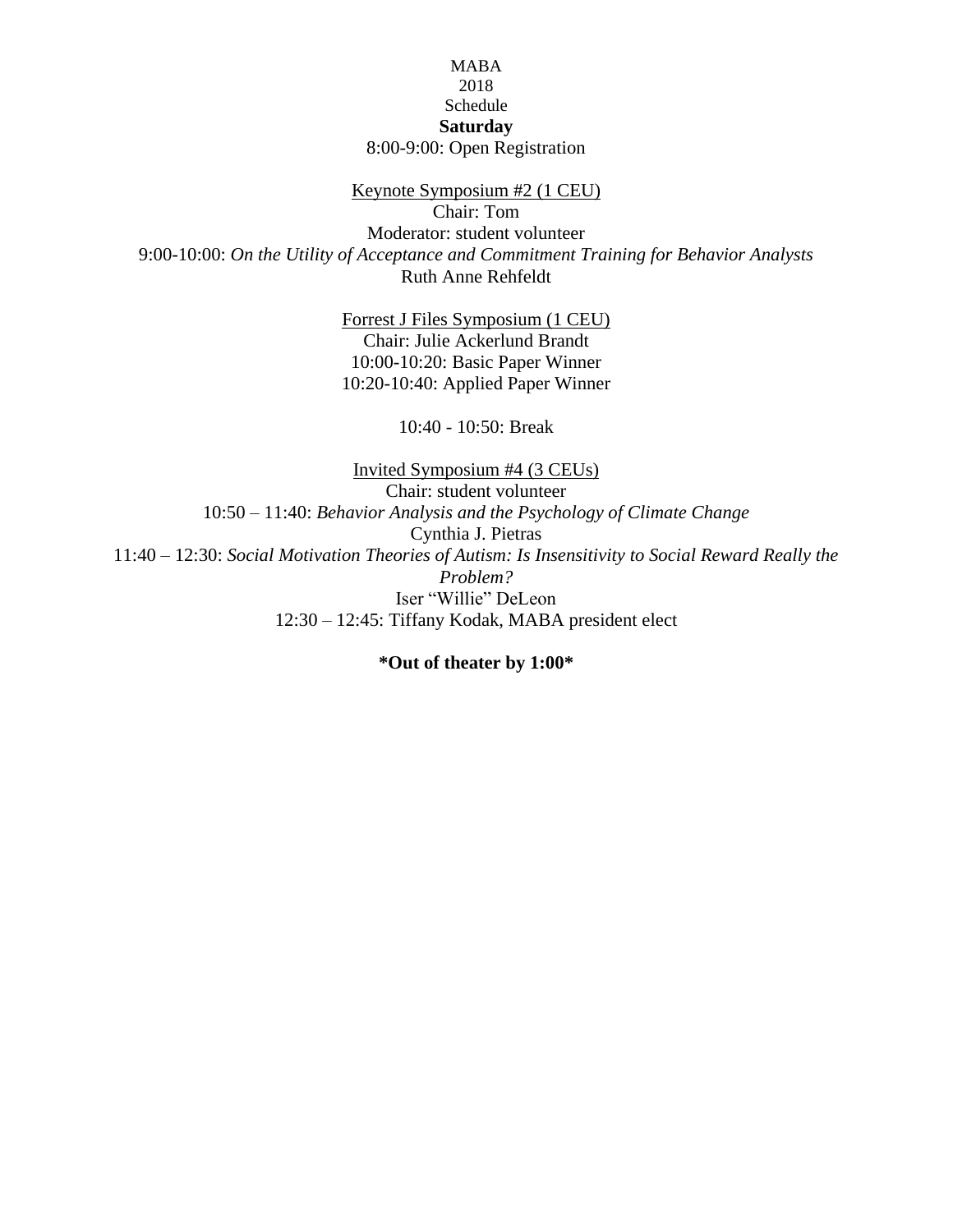MABA
2018
Schedule

**Saturday**

8:00-9:00: Open Registration

Keynote Symposium #2 (1 CEU)
Chair: Tom
Moderator: student volunteer
9:00-10:00: *On the Utility of Acceptance and Commitment Training for Behavior Analysts*
Ruth Anne Rehfeldt

Forrest J Files Symposium (1 CEU)
Chair: Julie Ackerlund Brandt
10:00-10:20: Basic Paper Winner
10:20-10:40: Applied Paper Winner

10:40 - 10:50: Break

Invited Symposium #4 (3 CEUs)
Chair: student volunteer
10:50 – 11:40: *Behavior Analysis and the Psychology of Climate Change*
Cynthia J. Pietras
11:40 – 12:30: *Social Motivation Theories of Autism: Is Insensitivity to Social Reward Really the Problem?*
Iser "Willie" DeLeon
12:30 – 12:45: Tiffany Kodak, MABA president elect

**\*Out of theater by 1:00\***